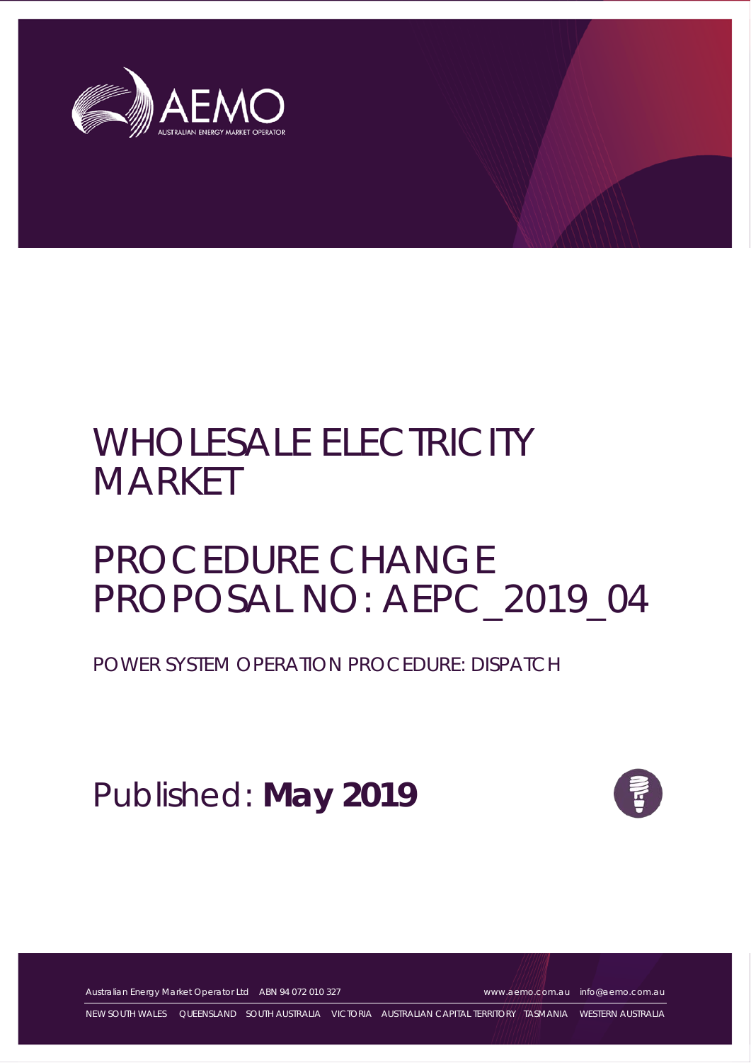# WHOLESALE ELECTRICITY MARKET

# PROCEDURE CHANGE PROPOSAL NO: AEPC_2019_04

POWER SYSTEM OPERATION PROCEDURE: DISPATCH

Published: **May 2019**

Australian Energy Market Operator Ltd ABN 94 072 010 327 www.aemo.com.au info@aemo.com.au

NEW SOUTH WALES QUEENSLAND SOUTH AUSTRALIA VICTORIA AUSTRALIAN CAPITAL TERRITORY TASMANIA WESTERN AUSTRALIA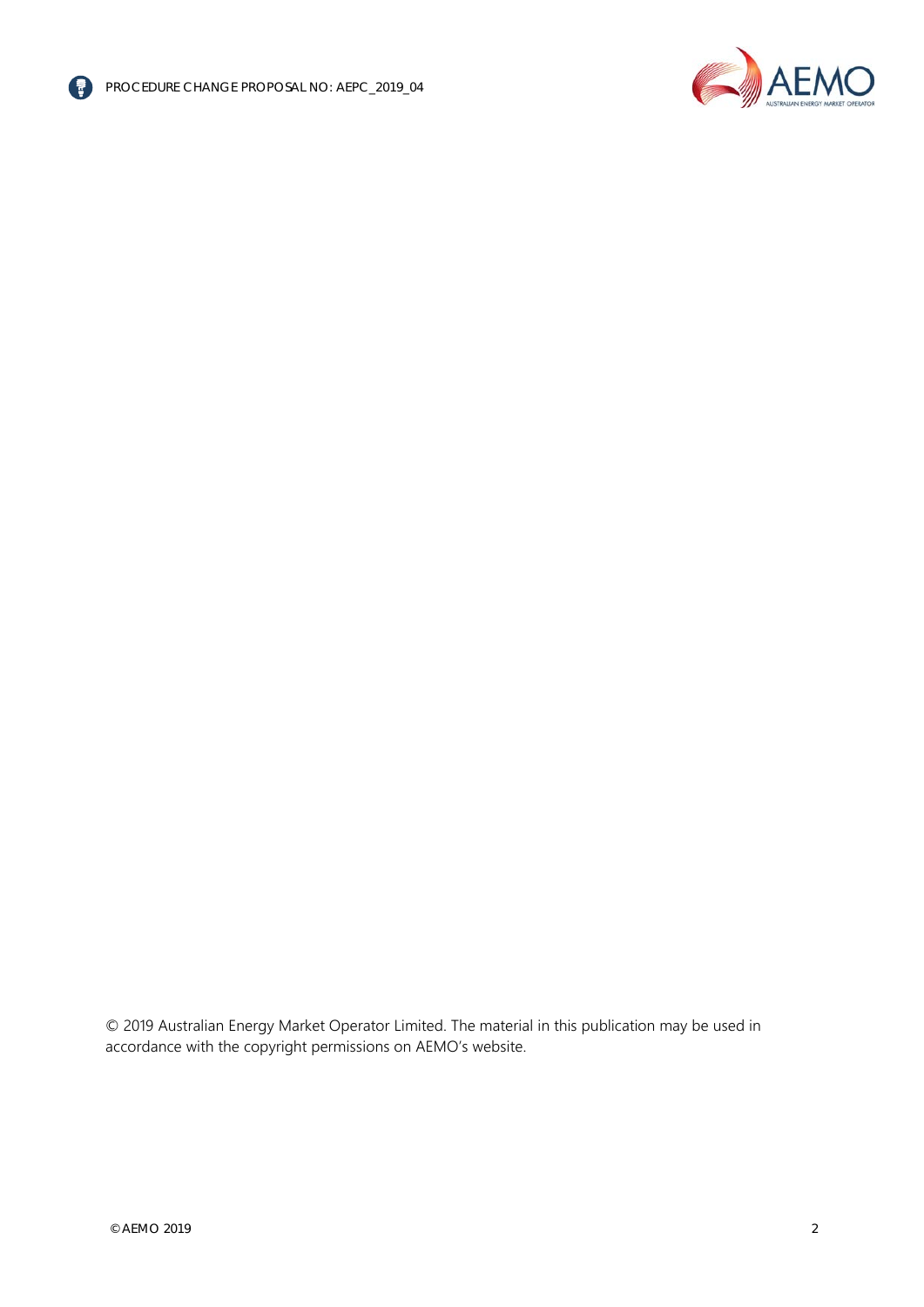© 2019 Australian Energy Market Operator Limited. The material in this publication may be used in accordance with the copyright permissions on AEMO's website.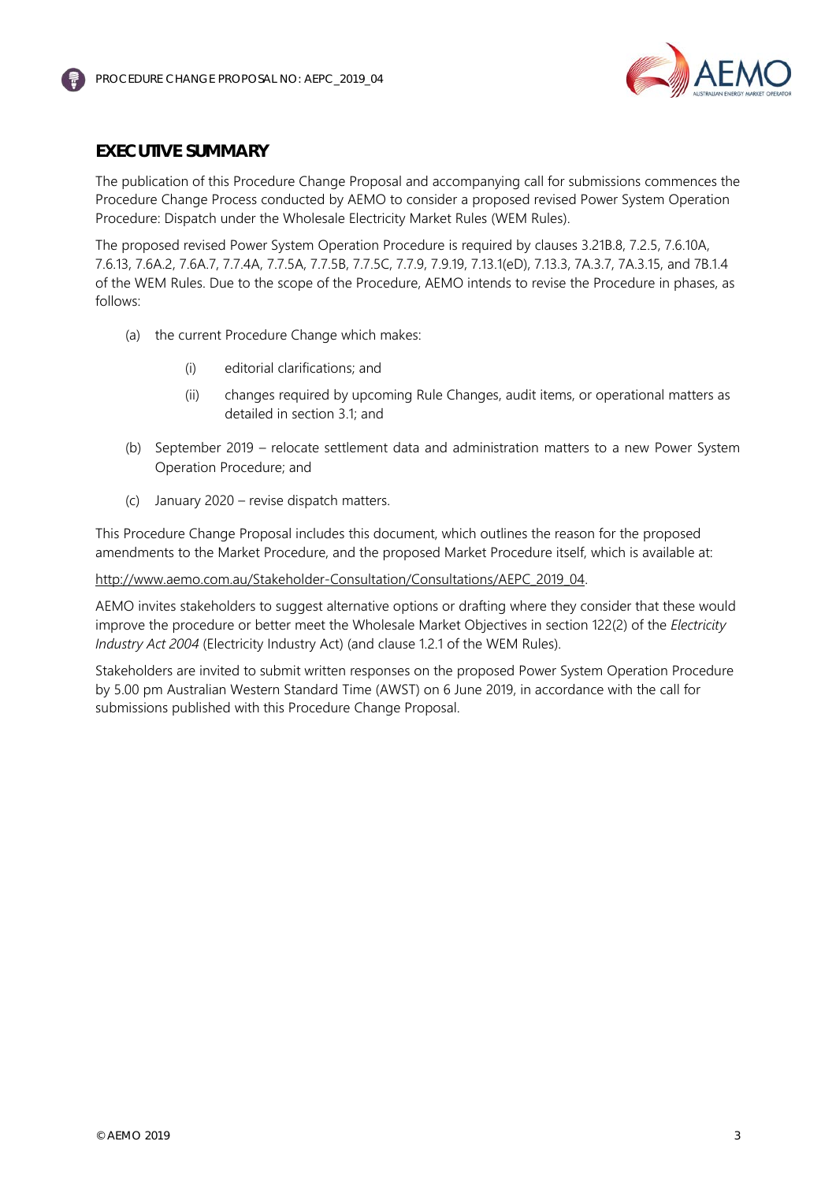## EXECUTIVE SUMMARY

The publication of this Procedure Change Proposal and accompanying call for submissions commences the Procedure Change Process conducted by AEMO to consider a proposed revised Power System Operation Procedure: Dispatch under the Wholesale Electricity Market Rules (WEM Rules).

The proposed revised Power System Operation Procedure is required by clauses 3.21B.8, 7.2.5, 7.6.10A, 7.6.13, 7.6A.2, 7.6A.7, 7.7.4A, 7.7.5A, 7.7.5B, 7.7.5C, 7.7.9, 7.9.19, 7.13.1(eD), 7.13.3, 7A.3.7, 7A.3.15, and 7B.1.4 of the WEM Rules. Due to the scope of the Procedure, AEMO intends to revise the Procedure in phases, as follows:

(a) the current Procedure Change which makes:

   (i) editorial clarifications; and

   (ii) changes required by upcoming Rule Changes, audit items, or operational matters as detailed in section 3.1; and

(b) September 2019 – relocate settlement data and administration matters to a new Power System Operation Procedure; and

(c) January 2020 – revise dispatch matters.

This Procedure Change Proposal includes this document, which outlines the reason for the proposed amendments to the Market Procedure, and the proposed Market Procedure itself, which is available at:

http://www.aemo.com.au/Stakeholder-Consultation/Consultations/AEPC_2019_04.

AEMO invites stakeholders to suggest alternative options or drafting where they consider that these would improve the procedure or better meet the Wholesale Market Objectives in section 122(2) of the *Electricity Industry Act 2004* (Electricity Industry Act) (and clause 1.2.1 of the WEM Rules).

Stakeholders are invited to submit written responses on the proposed Power System Operation Procedure by 5.00 pm Australian Western Standard Time (AWST) on 6 June 2019, in accordance with the call for submissions published with this Procedure Change Proposal.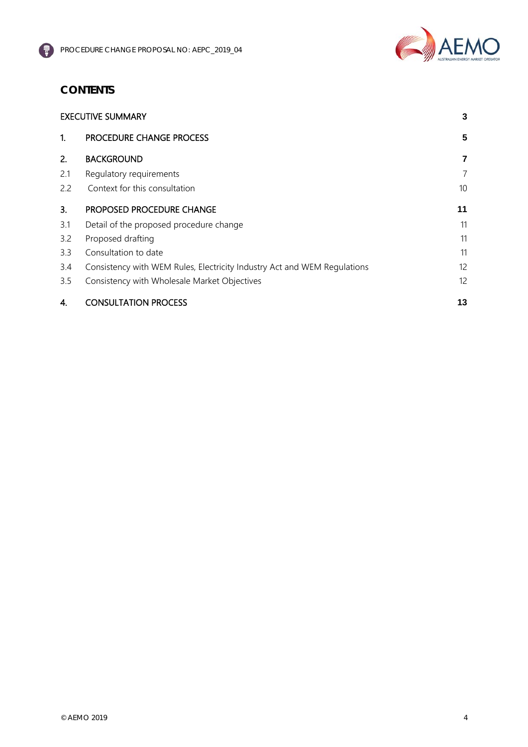# CONTENTS

| | | |
|---|---|---|
| EXECUTIVE SUMMARY | | 3 |
| 1. | PROCEDURE CHANGE PROCESS | 5 |
| 2. | BACKGROUND | 7 |
| 2.1 | Regulatory requirements | 7 |
| 2.2 | Context for this consultation | 10 |
| 3. | PROPOSED PROCEDURE CHANGE | 11 |
| 3.1 | Detail of the proposed procedure change | 11 |
| 3.2 | Proposed drafting | 11 |
| 3.3 | Consultation to date | 11 |
| 3.4 | Consistency with WEM Rules, Electricity Industry Act and WEM Regulations | 12 |
| 3.5 | Consistency with Wholesale Market Objectives | 12 |
| 4. | CONSULTATION PROCESS | 13 |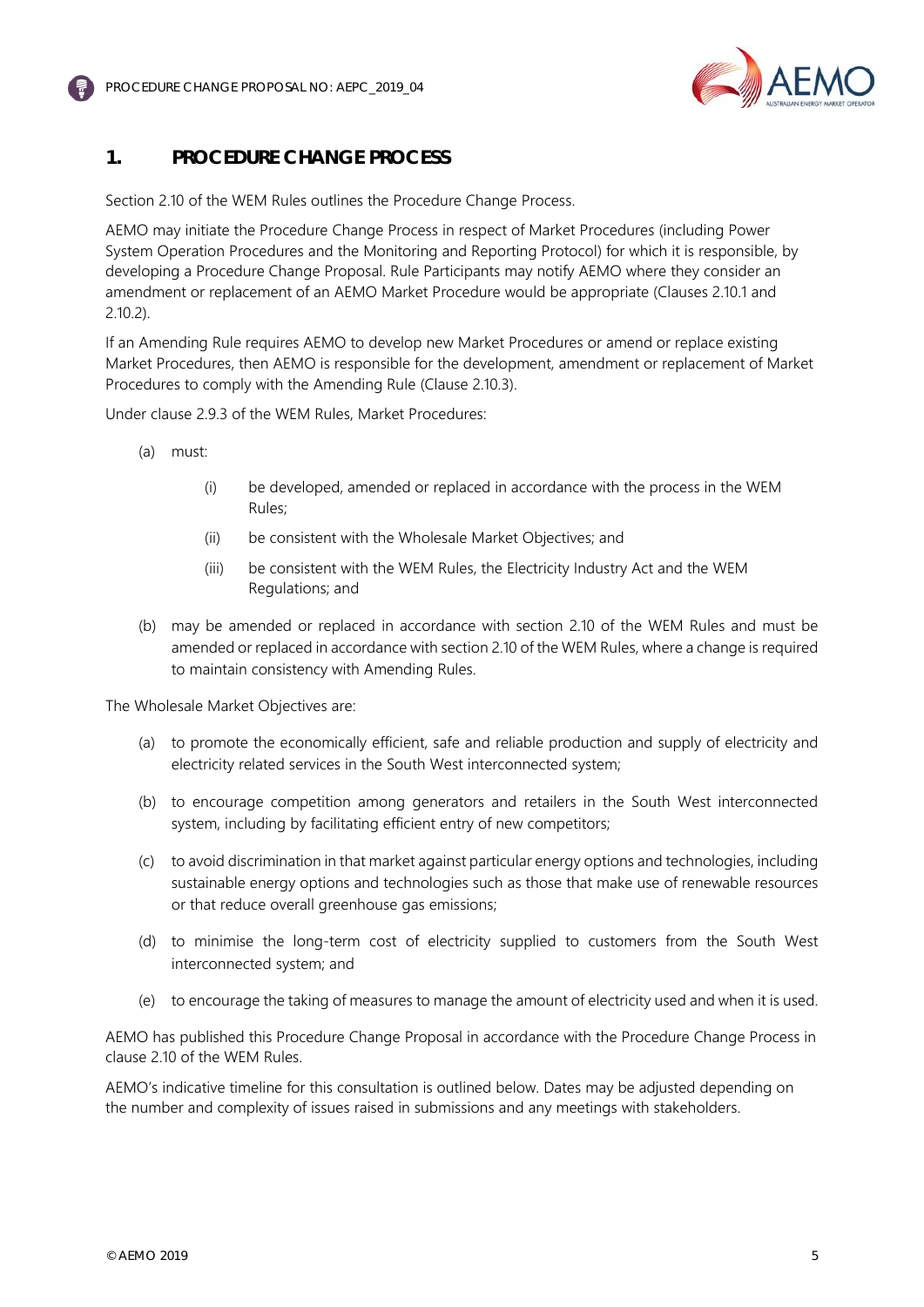# 1. PROCEDURE CHANGE PROCESS

Section 2.10 of the WEM Rules outlines the Procedure Change Process.

AEMO may initiate the Procedure Change Process in respect of Market Procedures (including Power System Operation Procedures and the Monitoring and Reporting Protocol) for which it is responsible, by developing a Procedure Change Proposal. Rule Participants may notify AEMO where they consider an amendment or replacement of an AEMO Market Procedure would be appropriate (Clauses 2.10.1 and 2.10.2).

If an Amending Rule requires AEMO to develop new Market Procedures or amend or replace existing Market Procedures, then AEMO is responsible for the development, amendment or replacement of Market Procedures to comply with the Amending Rule (Clause 2.10.3).

Under clause 2.9.3 of the WEM Rules, Market Procedures:

- (a) must:
  - (i) be developed, amended or replaced in accordance with the process in the WEM Rules;
  - (ii) be consistent with the Wholesale Market Objectives; and
  - (iii) be consistent with the WEM Rules, the Electricity Industry Act and the WEM Regulations; and
- (b) may be amended or replaced in accordance with section 2.10 of the WEM Rules and must be amended or replaced in accordance with section 2.10 of the WEM Rules, where a change is required to maintain consistency with Amending Rules.

The Wholesale Market Objectives are:

- (a) to promote the economically efficient, safe and reliable production and supply of electricity and electricity related services in the South West interconnected system;
- (b) to encourage competition among generators and retailers in the South West interconnected system, including by facilitating efficient entry of new competitors;
- (c) to avoid discrimination in that market against particular energy options and technologies, including sustainable energy options and technologies such as those that make use of renewable resources or that reduce overall greenhouse gas emissions;
- (d) to minimise the long-term cost of electricity supplied to customers from the South West interconnected system; and
- (e) to encourage the taking of measures to manage the amount of electricity used and when it is used.

AEMO has published this Procedure Change Proposal in accordance with the Procedure Change Process in clause 2.10 of the WEM Rules.

AEMO's indicative timeline for this consultation is outlined below. Dates may be adjusted depending on the number and complexity of issues raised in submissions and any meetings with stakeholders.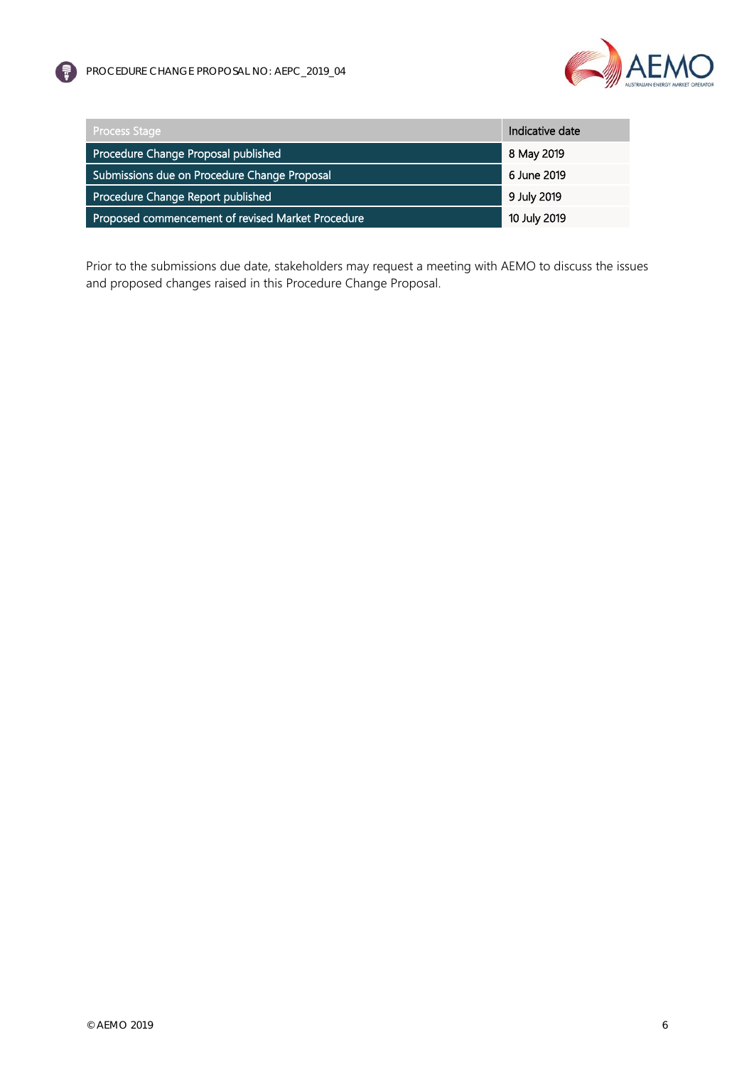| Process Stage | Indicative date |
| --- | --- |
| Procedure Change Proposal published | 8 May 2019 |
| Submissions due on Procedure Change Proposal | 6 June 2019 |
| Procedure Change Report published | 9 July 2019 |
| Proposed commencement of revised Market Procedure | 10 July 2019 |

Prior to the submissions due date, stakeholders may request a meeting with AEMO to discuss the issues and proposed changes raised in this Procedure Change Proposal.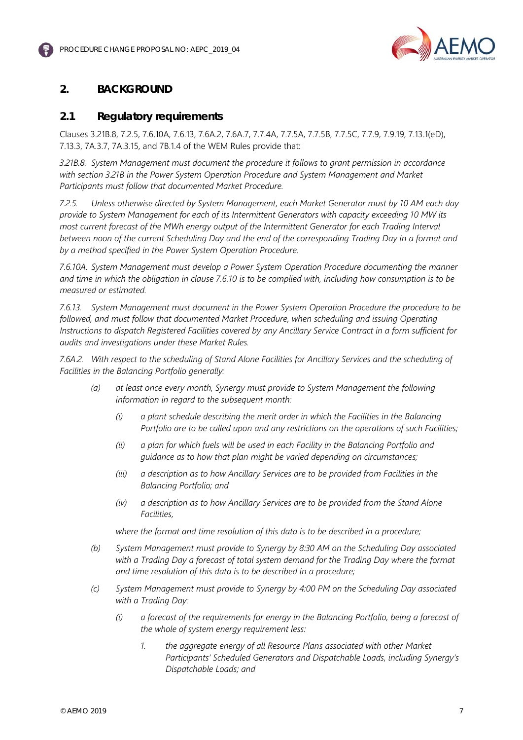## 2. BACKGROUND

### 2.1 Regulatory requirements

Clauses 3.21B.8, 7.2.5, 7.6.10A, 7.6.13, 7.6A.2, 7.6A.7, 7.7.4A, 7.7.5A, 7.7.5B, 7.7.5C, 7.7.9, 7.9.19, 7.13.1(eD), 7.13.3, 7A.3.7, 7A.3.15, and 7B.1.4 of the WEM Rules provide that:

*3.21B.8. System Management must document the procedure it follows to grant permission in accordance with section 3.21B in the Power System Operation Procedure and System Management and Market Participants must follow that documented Market Procedure.*

*7.2.5. Unless otherwise directed by System Management, each Market Generator must by 10 AM each day provide to System Management for each of its Intermittent Generators with capacity exceeding 10 MW its most current forecast of the MWh energy output of the Intermittent Generator for each Trading Interval between noon of the current Scheduling Day and the end of the corresponding Trading Day in a format and by a method specified in the Power System Operation Procedure.*

*7.6.10A. System Management must develop a Power System Operation Procedure documenting the manner and time in which the obligation in clause 7.6.10 is to be complied with, including how consumption is to be measured or estimated.*

*7.6.13. System Management must document in the Power System Operation Procedure the procedure to be followed, and must follow that documented Market Procedure, when scheduling and issuing Operating Instructions to dispatch Registered Facilities covered by any Ancillary Service Contract in a form sufficient for audits and investigations under these Market Rules.*

*7.6A.2. With respect to the scheduling of Stand Alone Facilities for Ancillary Services and the scheduling of Facilities in the Balancing Portfolio generally:*

- *(a) at least once every month, Synergy must provide to System Management the following information in regard to the subsequent month:*
  - *(i) a plant schedule describing the merit order in which the Facilities in the Balancing Portfolio are to be called upon and any restrictions on the operations of such Facilities;*
  - *(ii) a plan for which fuels will be used in each Facility in the Balancing Portfolio and guidance as to how that plan might be varied depending on circumstances;*
  - *(iii) a description as to how Ancillary Services are to be provided from Facilities in the Balancing Portfolio; and*
  - *(iv) a description as to how Ancillary Services are to be provided from the Stand Alone Facilities,*

  *where the format and time resolution of this data is to be described in a procedure;*
- *(b) System Management must provide to Synergy by 8:30 AM on the Scheduling Day associated with a Trading Day a forecast of total system demand for the Trading Day where the format and time resolution of this data is to be described in a procedure;*
- *(c) System Management must provide to Synergy by 4:00 PM on the Scheduling Day associated with a Trading Day:*
  - *(i) a forecast of the requirements for energy in the Balancing Portfolio, being a forecast of the whole of system energy requirement less:*
    1. *the aggregate energy of all Resource Plans associated with other Market Participants' Scheduled Generators and Dispatchable Loads, including Synergy's Dispatchable Loads; and*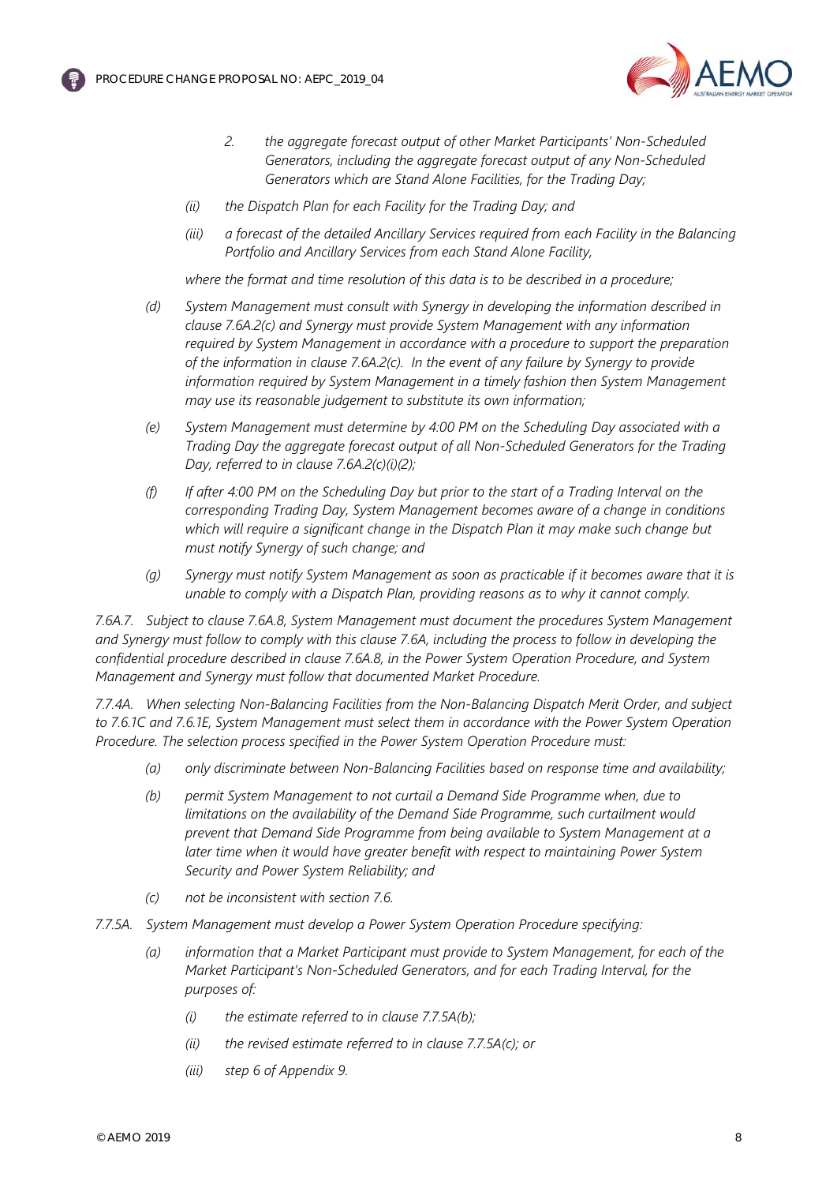*2. the aggregate forecast output of other Market Participants' Non-Scheduled Generators, including the aggregate forecast output of any Non-Scheduled Generators which are Stand Alone Facilities, for the Trading Day;*

*(ii) the Dispatch Plan for each Facility for the Trading Day; and*

*(iii) a forecast of the detailed Ancillary Services required from each Facility in the Balancing Portfolio and Ancillary Services from each Stand Alone Facility,*

*where the format and time resolution of this data is to be described in a procedure;*

*(d) System Management must consult with Synergy in developing the information described in clause 7.6A.2(c) and Synergy must provide System Management with any information required by System Management in accordance with a procedure to support the preparation of the information in clause 7.6A.2(c). In the event of any failure by Synergy to provide information required by System Management in a timely fashion then System Management may use its reasonable judgement to substitute its own information;*

*(e) System Management must determine by 4:00 PM on the Scheduling Day associated with a Trading Day the aggregate forecast output of all Non-Scheduled Generators for the Trading Day, referred to in clause 7.6A.2(c)(i)(2);*

*(f) If after 4:00 PM on the Scheduling Day but prior to the start of a Trading Interval on the corresponding Trading Day, System Management becomes aware of a change in conditions which will require a significant change in the Dispatch Plan it may make such change but must notify Synergy of such change; and*

*(g) Synergy must notify System Management as soon as practicable if it becomes aware that it is unable to comply with a Dispatch Plan, providing reasons as to why it cannot comply.*

*7.6A.7. Subject to clause 7.6A.8, System Management must document the procedures System Management and Synergy must follow to comply with this clause 7.6A, including the process to follow in developing the confidential procedure described in clause 7.6A.8, in the Power System Operation Procedure, and System Management and Synergy must follow that documented Market Procedure.*

*7.7.4A. When selecting Non-Balancing Facilities from the Non-Balancing Dispatch Merit Order, and subject to 7.6.1C and 7.6.1E, System Management must select them in accordance with the Power System Operation Procedure. The selection process specified in the Power System Operation Procedure must:*

*(a) only discriminate between Non-Balancing Facilities based on response time and availability;*

*(b) permit System Management to not curtail a Demand Side Programme when, due to limitations on the availability of the Demand Side Programme, such curtailment would prevent that Demand Side Programme from being available to System Management at a later time when it would have greater benefit with respect to maintaining Power System Security and Power System Reliability; and*

*(c) not be inconsistent with section 7.6.*

*7.7.5A. System Management must develop a Power System Operation Procedure specifying:*

*(a) information that a Market Participant must provide to System Management, for each of the Market Participant's Non-Scheduled Generators, and for each Trading Interval, for the purposes of:*

*(i) the estimate referred to in clause 7.7.5A(b);*

*(ii) the revised estimate referred to in clause 7.7.5A(c); or*

*(iii) step 6 of Appendix 9.*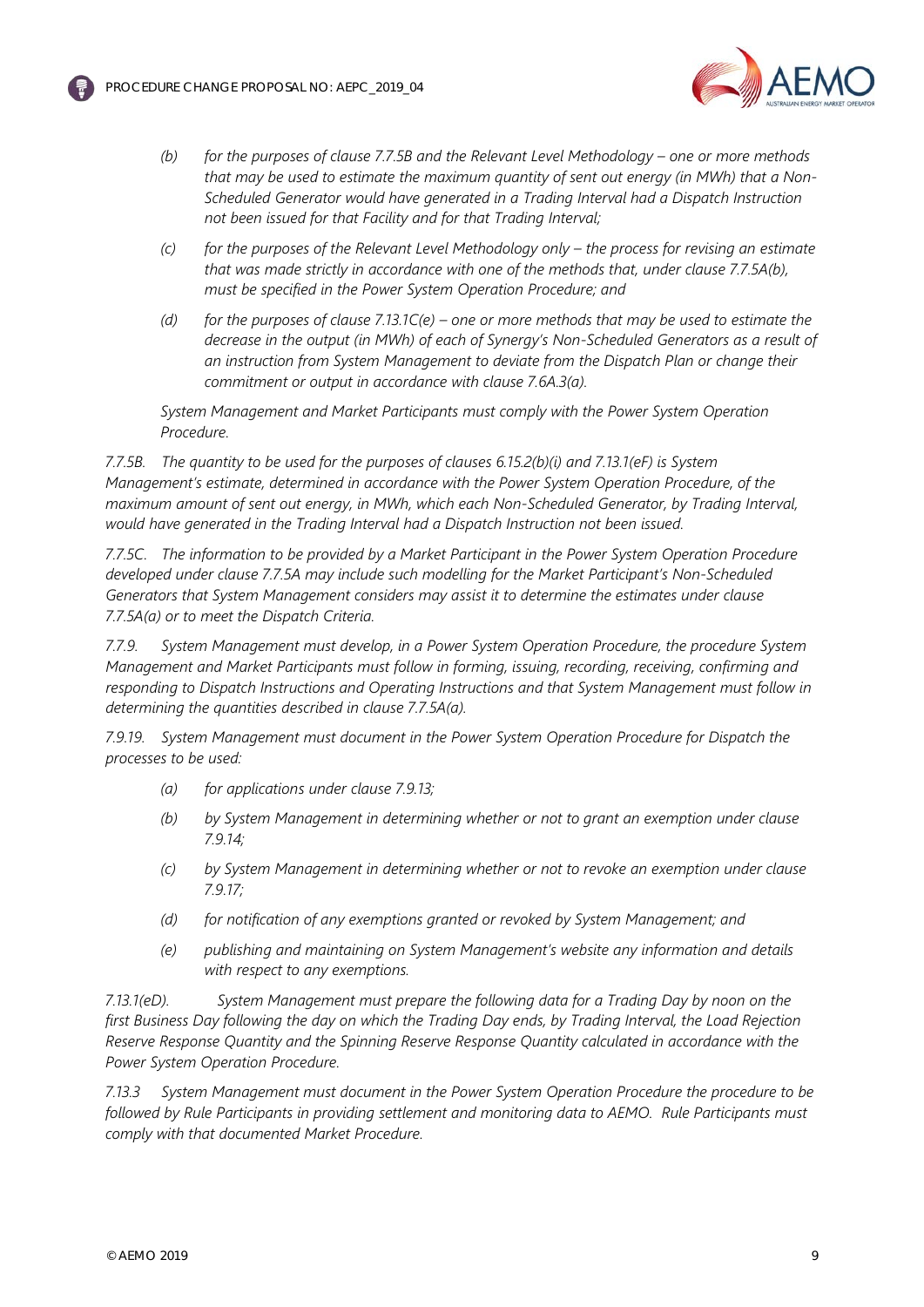*(b) for the purposes of clause 7.7.5B and the Relevant Level Methodology – one or more methods that may be used to estimate the maximum quantity of sent out energy (in MWh) that a Non-Scheduled Generator would have generated in a Trading Interval had a Dispatch Instruction not been issued for that Facility and for that Trading Interval;*

*(c) for the purposes of the Relevant Level Methodology only – the process for revising an estimate that was made strictly in accordance with one of the methods that, under clause 7.7.5A(b), must be specified in the Power System Operation Procedure; and*

*(d) for the purposes of clause 7.13.1C(e) – one or more methods that may be used to estimate the decrease in the output (in MWh) of each of Synergy's Non-Scheduled Generators as a result of an instruction from System Management to deviate from the Dispatch Plan or change their commitment or output in accordance with clause 7.6A.3(a).*

*System Management and Market Participants must comply with the Power System Operation Procedure.*

*7.7.5B. The quantity to be used for the purposes of clauses 6.15.2(b)(i) and 7.13.1(eF) is System Management's estimate, determined in accordance with the Power System Operation Procedure, of the maximum amount of sent out energy, in MWh, which each Non-Scheduled Generator, by Trading Interval, would have generated in the Trading Interval had a Dispatch Instruction not been issued.*

*7.7.5C. The information to be provided by a Market Participant in the Power System Operation Procedure developed under clause 7.7.5A may include such modelling for the Market Participant's Non-Scheduled Generators that System Management considers may assist it to determine the estimates under clause 7.7.5A(a) or to meet the Dispatch Criteria.*

*7.7.9. System Management must develop, in a Power System Operation Procedure, the procedure System Management and Market Participants must follow in forming, issuing, recording, receiving, confirming and responding to Dispatch Instructions and Operating Instructions and that System Management must follow in determining the quantities described in clause 7.7.5A(a).*

*7.9.19. System Management must document in the Power System Operation Procedure for Dispatch the processes to be used:*

*(a) for applications under clause 7.9.13;*

*(b) by System Management in determining whether or not to grant an exemption under clause 7.9.14;*

*(c) by System Management in determining whether or not to revoke an exemption under clause 7.9.17;*

*(d) for notification of any exemptions granted or revoked by System Management; and*

*(e) publishing and maintaining on System Management's website any information and details with respect to any exemptions.*

*7.13.1(eD). System Management must prepare the following data for a Trading Day by noon on the first Business Day following the day on which the Trading Day ends, by Trading Interval, the Load Rejection Reserve Response Quantity and the Spinning Reserve Response Quantity calculated in accordance with the Power System Operation Procedure.*

*7.13.3 System Management must document in the Power System Operation Procedure the procedure to be followed by Rule Participants in providing settlement and monitoring data to AEMO. Rule Participants must comply with that documented Market Procedure.*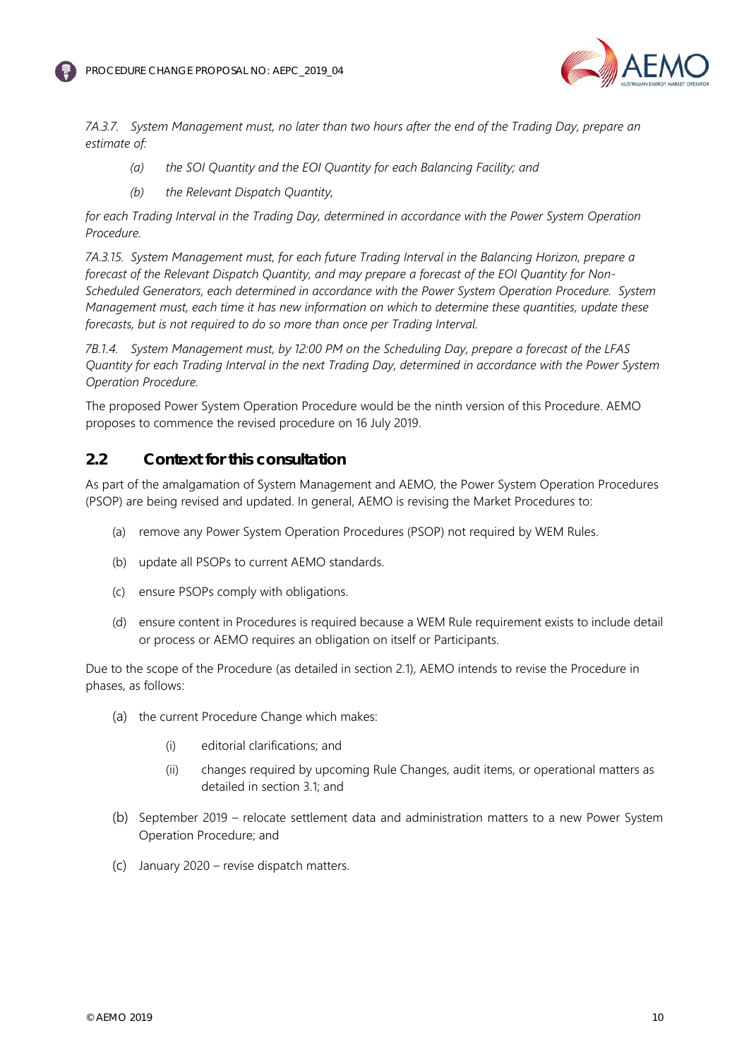*7A.3.7. System Management must, no later than two hours after the end of the Trading Day, prepare an estimate of:*

> *(a) the SOI Quantity and the EOI Quantity for each Balancing Facility; and*
>
> *(b) the Relevant Dispatch Quantity,*

*for each Trading Interval in the Trading Day, determined in accordance with the Power System Operation Procedure.*

*7A.3.15. System Management must, for each future Trading Interval in the Balancing Horizon, prepare a forecast of the Relevant Dispatch Quantity, and may prepare a forecast of the EOI Quantity for Non-Scheduled Generators, each determined in accordance with the Power System Operation Procedure. System Management must, each time it has new information on which to determine these quantities, update these forecasts, but is not required to do so more than once per Trading Interval.*

*7B.1.4. System Management must, by 12:00 PM on the Scheduling Day, prepare a forecast of the LFAS Quantity for each Trading Interval in the next Trading Day, determined in accordance with the Power System Operation Procedure.*

The proposed Power System Operation Procedure would be the ninth version of this Procedure. AEMO proposes to commence the revised procedure on 16 July 2019.

## 2.2 Context for this consultation

As part of the amalgamation of System Management and AEMO, the Power System Operation Procedures (PSOP) are being revised and updated. In general, AEMO is revising the Market Procedures to:

(a) remove any Power System Operation Procedures (PSOP) not required by WEM Rules.

(b) update all PSOPs to current AEMO standards.

(c) ensure PSOPs comply with obligations.

(d) ensure content in Procedures is required because a WEM Rule requirement exists to include detail or process or AEMO requires an obligation on itself or Participants.

Due to the scope of the Procedure (as detailed in section 2.1), AEMO intends to revise the Procedure in phases, as follows:

(a) the current Procedure Change which makes:

  (i) editorial clarifications; and

  (ii) changes required by upcoming Rule Changes, audit items, or operational matters as detailed in section 3.1; and

(b) September 2019 – relocate settlement data and administration matters to a new Power System Operation Procedure; and

(c) January 2020 – revise dispatch matters.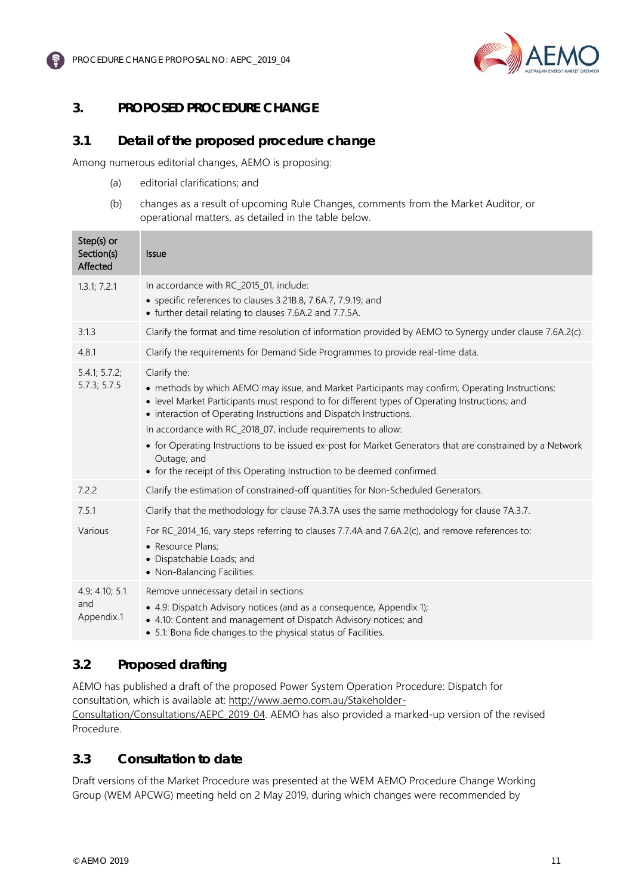## 3. PROPOSED PROCEDURE CHANGE

### 3.1 Detail of the proposed procedure change

Among numerous editorial changes, AEMO is proposing:

(a) editorial clarifications; and

(b) changes as a result of upcoming Rule Changes, comments from the Market Auditor, or operational matters, as detailed in the table below.

| Step(s) or Section(s) Affected | Issue |
|---|---|
| 1.3.1; 7.2.1 | In accordance with RC_2015_01, include:<br>• specific references to clauses 3.21B.8, 7.6A.7, 7.9.19; and<br>• further detail relating to clauses 7.6A.2 and 7.7.5A. |
| 3.1.3 | Clarify the format and time resolution of information provided by AEMO to Synergy under clause 7.6A.2(c). |
| 4.8.1 | Clarify the requirements for Demand Side Programmes to provide real-time data. |
| 5.4.1; 5.7.2; 5.7.3; 5.7.5 | Clarify the:<br>• methods by which AEMO may issue, and Market Participants may confirm, Operating Instructions;<br>• level Market Participants must respond to for different types of Operating Instructions; and<br>• interaction of Operating Instructions and Dispatch Instructions.<br>In accordance with RC_2018_07, include requirements to allow:<br>• for Operating Instructions to be issued ex-post for Market Generators that are constrained by a Network Outage; and<br>• for the receipt of this Operating Instruction to be deemed confirmed. |
| 7.2.2 | Clarify the estimation of constrained-off quantities for Non-Scheduled Generators. |
| 7.5.1 | Clarify that the methodology for clause 7A.3.7A uses the same methodology for clause 7A.3.7. |
| Various | For RC_2014_16, vary steps referring to clauses 7.7.4A and 7.6A.2(c), and remove references to:<br>• Resource Plans;<br>• Dispatchable Loads; and<br>• Non-Balancing Facilities. |
| 4.9; 4.10; 5.1 and Appendix 1 | Remove unnecessary detail in sections:<br>• 4.9: Dispatch Advisory notices (and as a consequence, Appendix 1);<br>• 4.10: Content and management of Dispatch Advisory notices; and<br>• 5.1: Bona fide changes to the physical status of Facilities. |

### 3.2 Proposed drafting

AEMO has published a draft of the proposed Power System Operation Procedure: Dispatch for consultation, which is available at: http://www.aemo.com.au/Stakeholder-Consultation/Consultations/AEPC_2019_04. AEMO has also provided a marked-up version of the revised Procedure.

### 3.3 Consultation to date

Draft versions of the Market Procedure was presented at the WEM AEMO Procedure Change Working Group (WEM APCWG) meeting held on 2 May 2019, during which changes were recommended by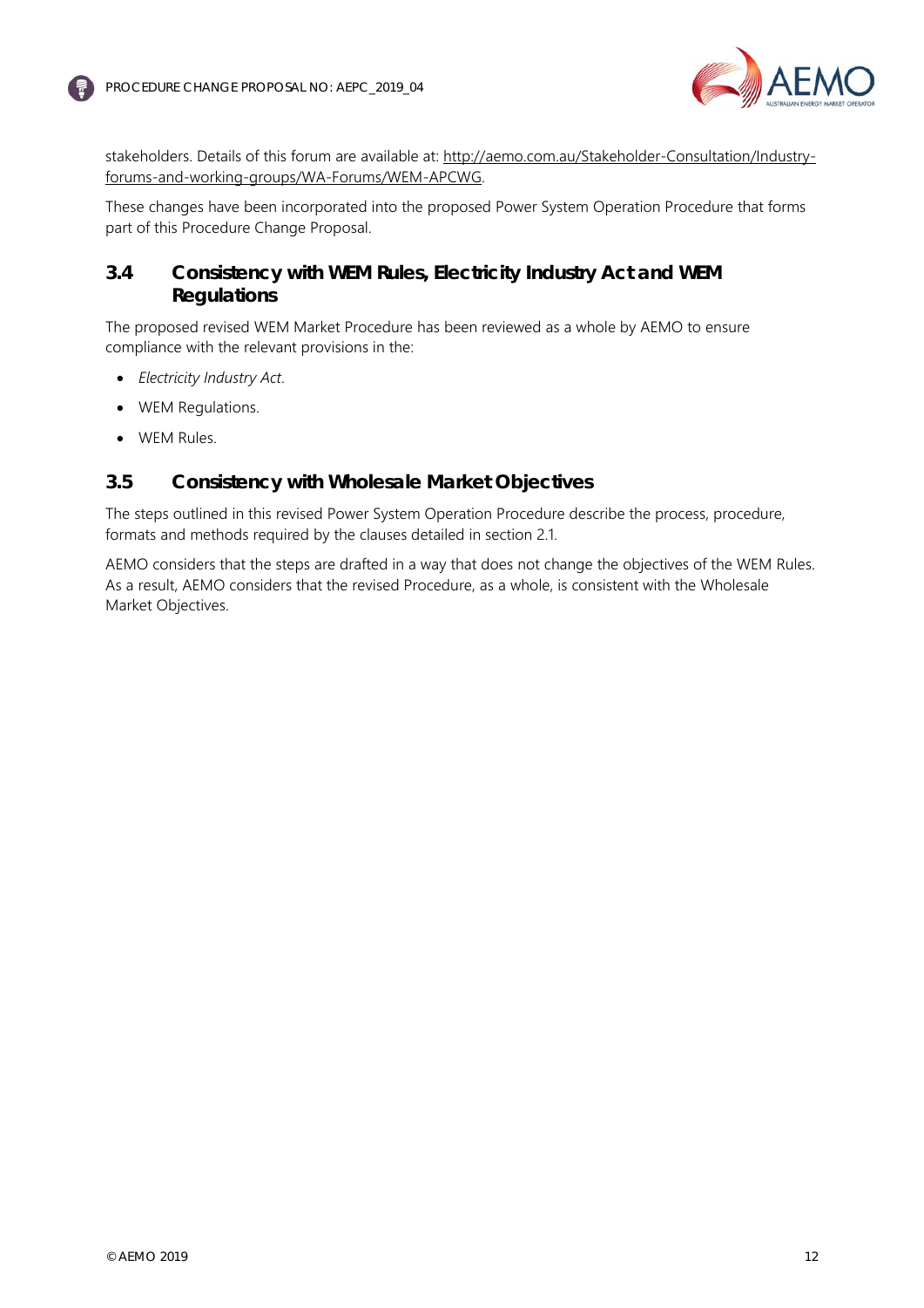stakeholders. Details of this forum are available at: [http://aemo.com.au/Stakeholder-Consultation/Industry-forums-and-working-groups/WA-Forums/WEM-APCWG](http://aemo.com.au/Stakeholder-Consultation/Industry-forums-and-working-groups/WA-Forums/WEM-APCWG).

These changes have been incorporated into the proposed Power System Operation Procedure that forms part of this Procedure Change Proposal.

## 3.4 Consistency with WEM Rules, Electricity Industry Act and WEM Regulations

The proposed revised WEM Market Procedure has been reviewed as a whole by AEMO to ensure compliance with the relevant provisions in the:

- *Electricity Industry Act*.
- WEM Regulations.
- WEM Rules.

## 3.5 Consistency with Wholesale Market Objectives

The steps outlined in this revised Power System Operation Procedure describe the process, procedure, formats and methods required by the clauses detailed in section 2.1.

AEMO considers that the steps are drafted in a way that does not change the objectives of the WEM Rules. As a result, AEMO considers that the revised Procedure, as a whole, is consistent with the Wholesale Market Objectives.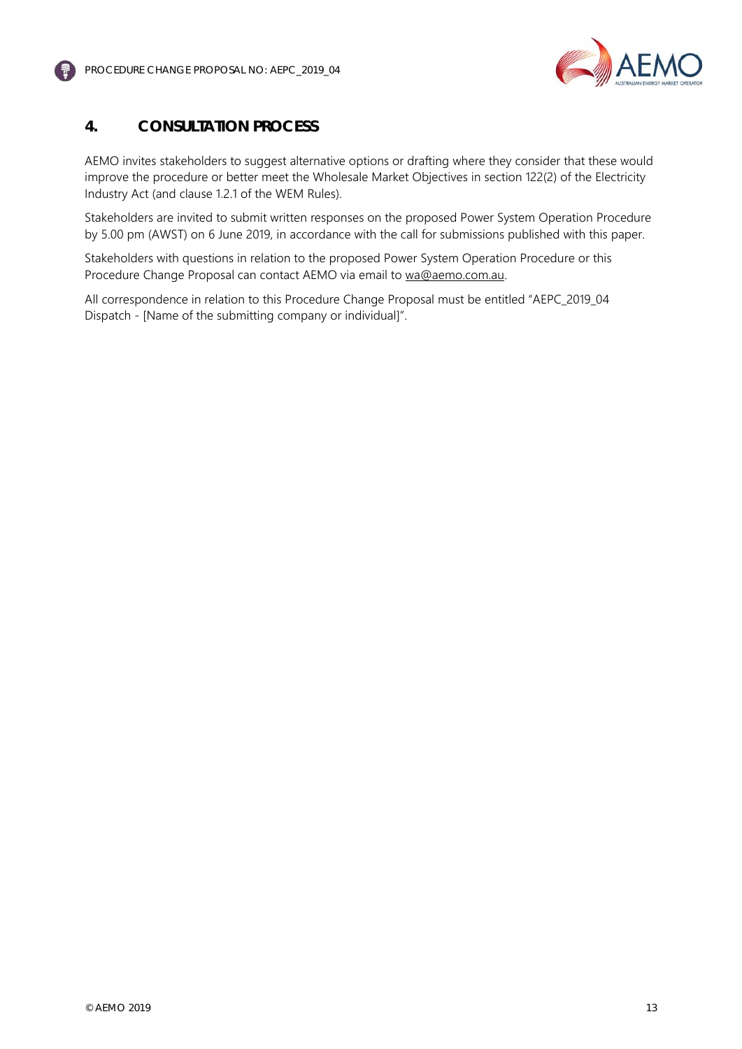## 4. CONSULTATION PROCESS

AEMO invites stakeholders to suggest alternative options or drafting where they consider that these would improve the procedure or better meet the Wholesale Market Objectives in section 122(2) of the Electricity Industry Act (and clause 1.2.1 of the WEM Rules).

Stakeholders are invited to submit written responses on the proposed Power System Operation Procedure by 5.00 pm (AWST) on 6 June 2019, in accordance with the call for submissions published with this paper.

Stakeholders with questions in relation to the proposed Power System Operation Procedure or this Procedure Change Proposal can contact AEMO via email to wa@aemo.com.au.

All correspondence in relation to this Procedure Change Proposal must be entitled "AEPC_2019_04 Dispatch - [Name of the submitting company or individual]".